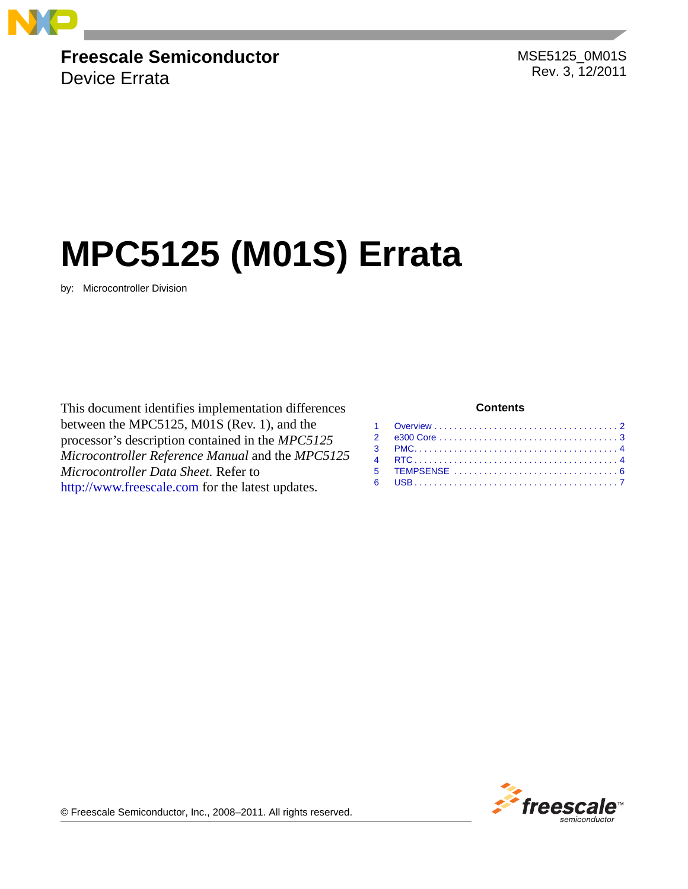**Freescale Semiconductor**
Device Errata

MSE5125_0M01S
Rev. 3, 12/2011

# MPC5125 (M01S) Errata

by: Microcontroller Division

This document identifies implementation differences between the MPC5125, M01S (Rev. 1), and the processor's description contained in the *MPC5125 Microcontroller Reference Manual* and the *MPC5125 Microcontroller Data Sheet.* Refer to http://www.freescale.com for the latest updates.

**Contents**

| | | |
|---|---|---|
| 1 | Overview | 2 |
| 2 | e300 Core | 3 |
| 3 | PMC | 4 |
| 4 | RTC | 4 |
| 5 | TEMPSENSE | 6 |
| 6 | USB | 7 |

© Freescale Semiconductor, Inc., 2008–2011. All rights reserved.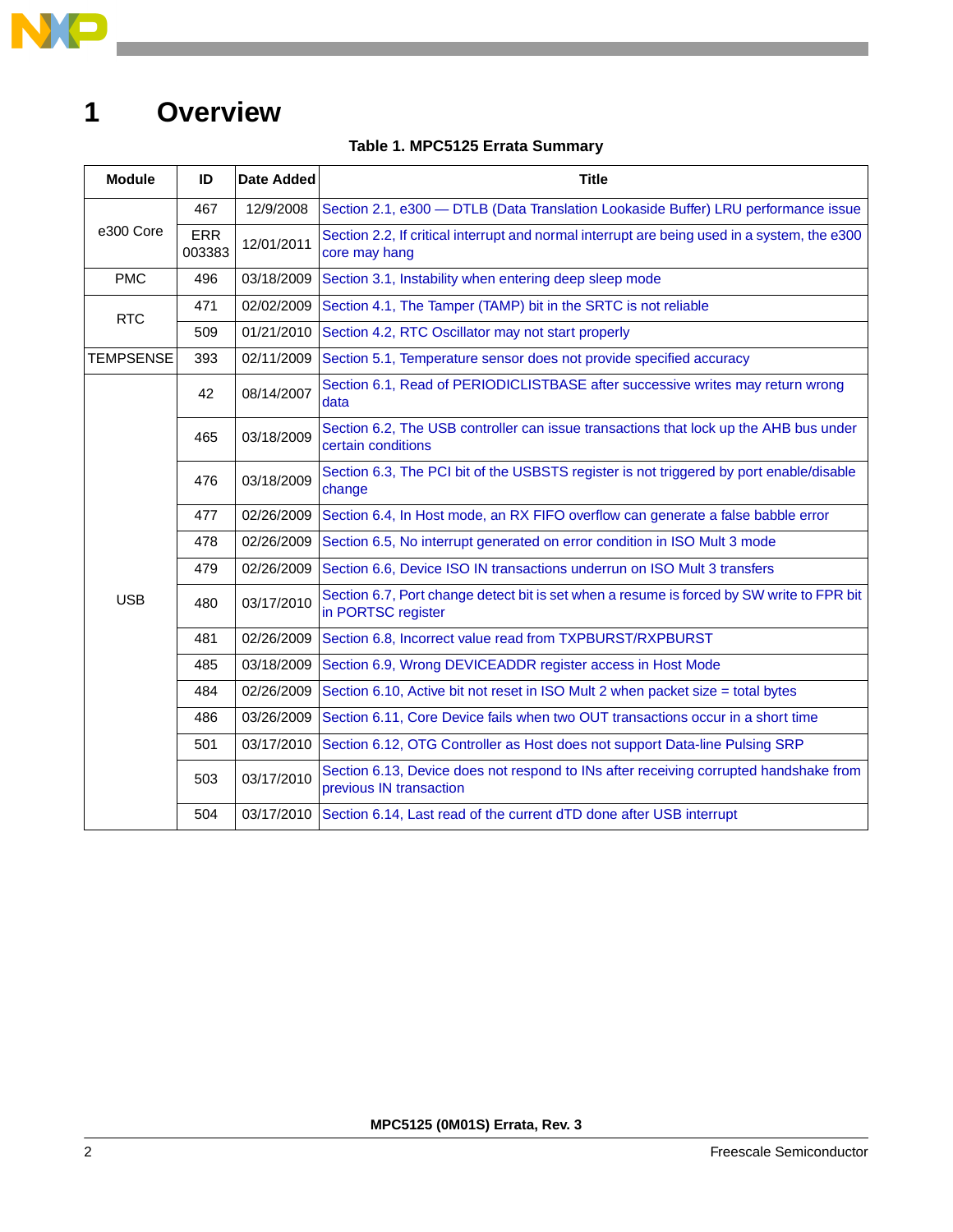# 1 Overview

**Table 1. MPC5125 Errata Summary**

| Module | ID | Date Added | Title |
|---|---|---|---|
| e300 Core | 467 | 12/9/2008 | Section 2.1, e300 — DTLB (Data Translation Lookaside Buffer) LRU performance issue |
| | ERR 003383 | 12/01/2011 | Section 2.2, If critical interrupt and normal interrupt are being used in a system, the e300 core may hang |
| PMC | 496 | 03/18/2009 | Section 3.1, Instability when entering deep sleep mode |
| RTC | 471 | 02/02/2009 | Section 4.1, The Tamper (TAMP) bit in the SRTC is not reliable |
| | 509 | 01/21/2010 | Section 4.2, RTC Oscillator may not start properly |
| TEMPSENSE | 393 | 02/11/2009 | Section 5.1, Temperature sensor does not provide specified accuracy |
| USB | 42 | 08/14/2007 | Section 6.1, Read of PERIODICLISTBASE after successive writes may return wrong data |
| | 465 | 03/18/2009 | Section 6.2, The USB controller can issue transactions that lock up the AHB bus under certain conditions |
| | 476 | 03/18/2009 | Section 6.3, The PCI bit of the USBSTS register is not triggered by port enable/disable change |
| | 477 | 02/26/2009 | Section 6.4, In Host mode, an RX FIFO overflow can generate a false babble error |
| | 478 | 02/26/2009 | Section 6.5, No interrupt generated on error condition in ISO Mult 3 mode |
| | 479 | 02/26/2009 | Section 6.6, Device ISO IN transactions underrun on ISO Mult 3 transfers |
| | 480 | 03/17/2010 | Section 6.7, Port change detect bit is set when a resume is forced by SW write to FPR bit in PORTSC register |
| | 481 | 02/26/2009 | Section 6.8, Incorrect value read from TXPBURST/RXPBURST |
| | 485 | 03/18/2009 | Section 6.9, Wrong DEVICEADDR register access in Host Mode |
| | 484 | 02/26/2009 | Section 6.10, Active bit not reset in ISO Mult 2 when packet size = total bytes |
| | 486 | 03/26/2009 | Section 6.11, Core Device fails when two OUT transactions occur in a short time |
| | 501 | 03/17/2010 | Section 6.12, OTG Controller as Host does not support Data-line Pulsing SRP |
| | 503 | 03/17/2010 | Section 6.13, Device does not respond to INs after receiving corrupted handshake from previous IN transaction |
| | 504 | 03/17/2010 | Section 6.14, Last read of the current dTD done after USB interrupt |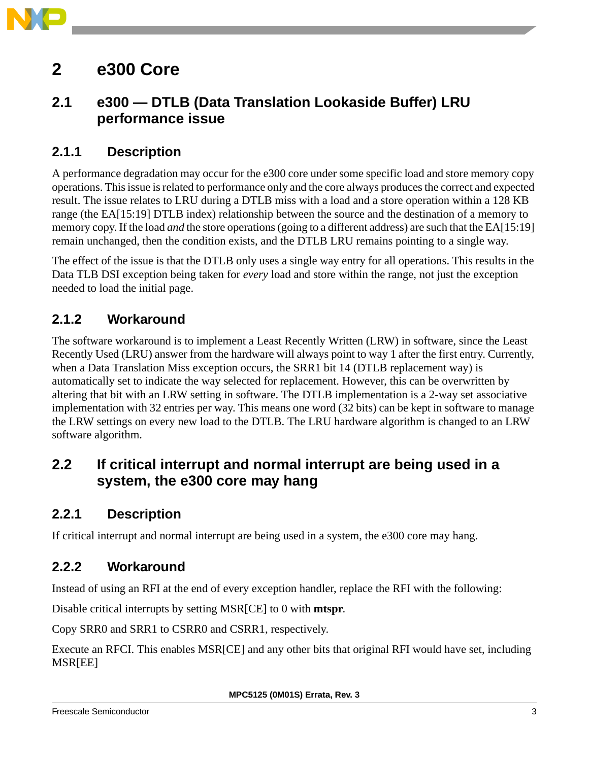# 2 e300 Core

## 2.1 e300 — DTLB (Data Translation Lookaside Buffer) LRU performance issue

### 2.1.1 Description

A performance degradation may occur for the e300 core under some specific load and store memory copy operations. This issue is related to performance only and the core always produces the correct and expected result. The issue relates to LRU during a DTLB miss with a load and a store operation within a 128 KB range (the EA[15:19] DTLB index) relationship between the source and the destination of a memory to memory copy. If the load *and* the store operations (going to a different address) are such that the EA[15:19] remain unchanged, then the condition exists, and the DTLB LRU remains pointing to a single way.

The effect of the issue is that the DTLB only uses a single way entry for all operations. This results in the Data TLB DSI exception being taken for *every* load and store within the range, not just the exception needed to load the initial page.

### 2.1.2 Workaround

The software workaround is to implement a Least Recently Written (LRW) in software, since the Least Recently Used (LRU) answer from the hardware will always point to way 1 after the first entry. Currently, when a Data Translation Miss exception occurs, the SRR1 bit 14 (DTLB replacement way) is automatically set to indicate the way selected for replacement. However, this can be overwritten by altering that bit with an LRW setting in software. The DTLB implementation is a 2-way set associative implementation with 32 entries per way. This means one word (32 bits) can be kept in software to manage the LRW settings on every new load to the DTLB. The LRU hardware algorithm is changed to an LRW software algorithm.

## 2.2 If critical interrupt and normal interrupt are being used in a system, the e300 core may hang

### 2.2.1 Description

If critical interrupt and normal interrupt are being used in a system, the e300 core may hang.

### 2.2.2 Workaround

Instead of using an RFI at the end of every exception handler, replace the RFI with the following:

Disable critical interrupts by setting MSR[CE] to 0 with **mtspr**.

Copy SRR0 and SRR1 to CSRR0 and CSRR1, respectively.

Execute an RFCI. This enables MSR[CE] and any other bits that original RFI would have set, including MSR[EE]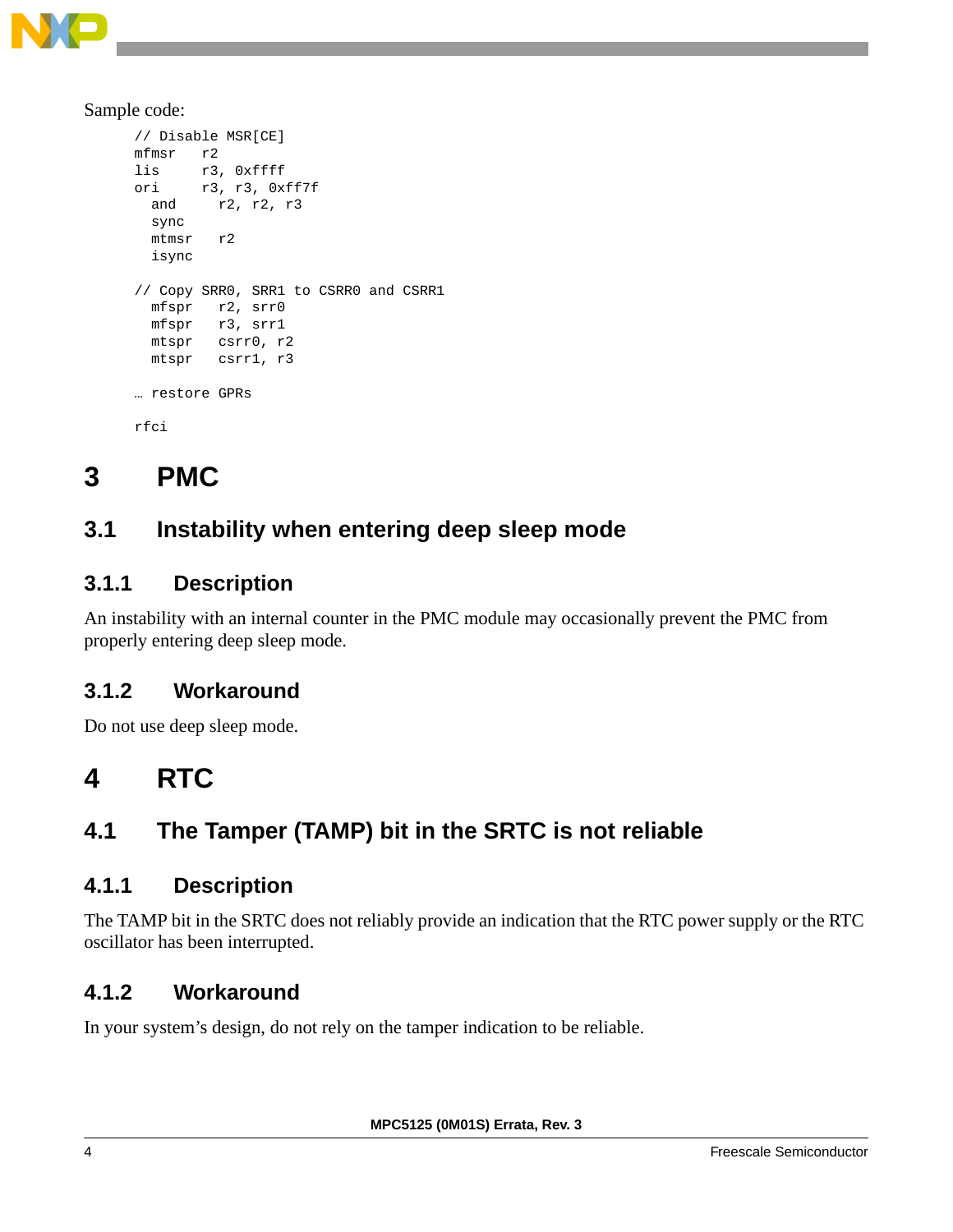Sample code:

```
// Disable MSR[CE]
mfmsr   r2
lis     r3, 0xffff
ori     r3, r3, 0xff7f
  and     r2, r2, r3
  sync
  mtmsr   r2
  isync

// Copy SRR0, SRR1 to CSRR0 and CSRR1
  mfspr   r2, srr0
  mfspr   r3, srr1
  mtspr   csrr0, r2
  mtspr   csrr1, r3

… restore GPRs

rfci
```

# 3 PMC

## 3.1 Instability when entering deep sleep mode

### 3.1.1 Description

An instability with an internal counter in the PMC module may occasionally prevent the PMC from properly entering deep sleep mode.

### 3.1.2 Workaround

Do not use deep sleep mode.

# 4 RTC

## 4.1 The Tamper (TAMP) bit in the SRTC is not reliable

### 4.1.1 Description

The TAMP bit in the SRTC does not reliably provide an indication that the RTC power supply or the RTC oscillator has been interrupted.

### 4.1.2 Workaround

In your system’s design, do not rely on the tamper indication to be reliable.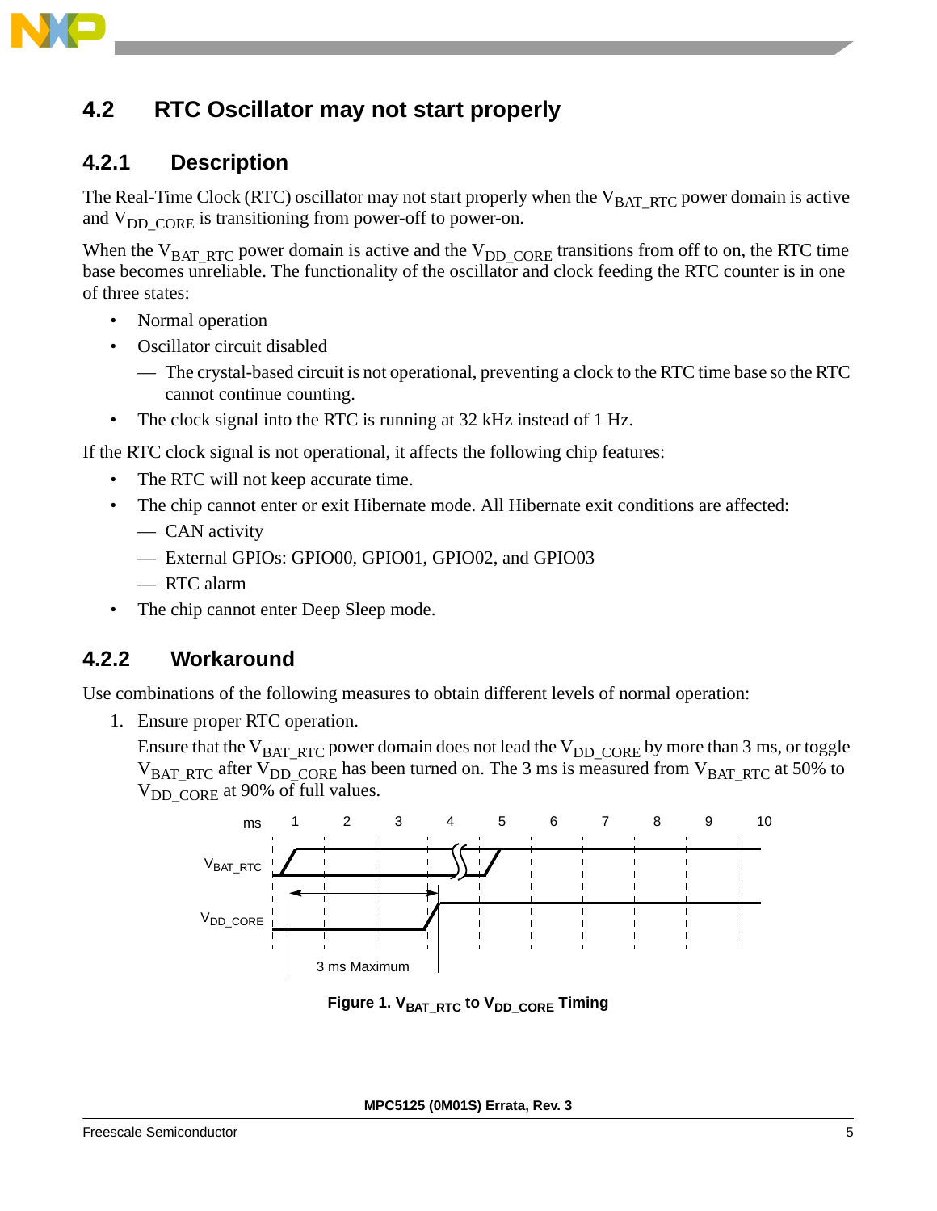## 4.2 RTC Oscillator may not start properly

### 4.2.1 Description

The Real-Time Clock (RTC) oscillator may not start properly when the $V_{BAT\_RTC}$ power domain is active and $V_{DD\_CORE}$ is transitioning from power-off to power-on.

When the $V_{BAT\_RTC}$ power domain is active and the $V_{DD\_CORE}$ transitions from off to on, the RTC time base becomes unreliable. The functionality of the oscillator and clock feeding the RTC counter is in one of three states:

- Normal operation
- Oscillator circuit disabled
  - The crystal-based circuit is not operational, preventing a clock to the RTC time base so the RTC cannot continue counting.
- The clock signal into the RTC is running at 32 kHz instead of 1 Hz.

If the RTC clock signal is not operational, it affects the following chip features:

- The RTC will not keep accurate time.
- The chip cannot enter or exit Hibernate mode. All Hibernate exit conditions are affected:
  - CAN activity
  - External GPIOs: GPIO00, GPIO01, GPIO02, and GPIO03
  - RTC alarm
- The chip cannot enter Deep Sleep mode.

### 4.2.2 Workaround

Use combinations of the following measures to obtain different levels of normal operation:

1. Ensure proper RTC operation.

   Ensure that the $V_{BAT\_RTC}$ power domain does not lead the $V_{DD\_CORE}$ by more than 3 ms, or toggle $V_{BAT\_RTC}$ after $V_{DD\_CORE}$ has been turned on. The 3 ms is measured from $V_{BAT\_RTC}$ at 50% to $V_{DD\_CORE}$ at 90% of full values.

**Figure 1. $V_{BAT\_RTC}$ to $V_{DD\_CORE}$ Timing**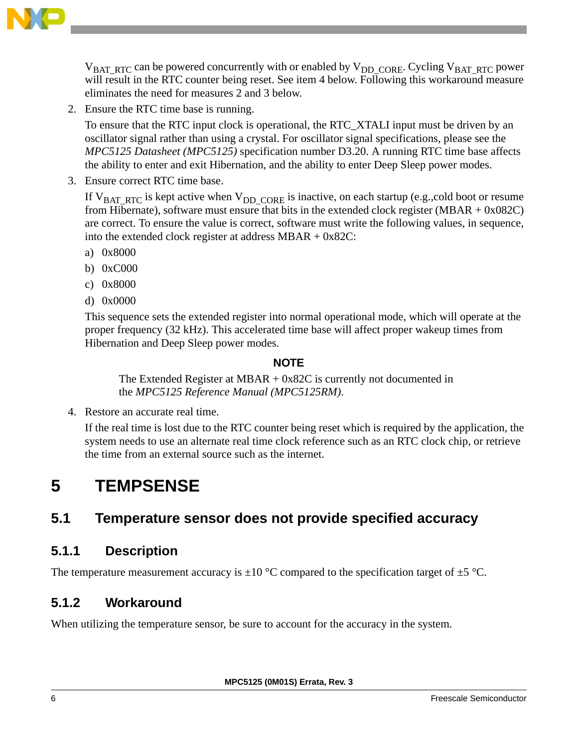$V_{BAT\_RTC}$ can be powered concurrently with or enabled by $V_{DD\_CORE}$. Cycling $V_{BAT\_RTC}$ power will result in the RTC counter being reset. See item 4 below. Following this workaround measure eliminates the need for measures 2 and 3 below.

2. Ensure the RTC time base is running.

   To ensure that the RTC input clock is operational, the RTC_XTALI input must be driven by an oscillator signal rather than using a crystal. For oscillator signal specifications, please see the *MPC5125 Datasheet (MPC5125)* specification number D3.20. A running RTC time base affects the ability to enter and exit Hibernation, and the ability to enter Deep Sleep power modes.

3. Ensure correct RTC time base.

   If $V_{BAT\_RTC}$ is kept active when $V_{DD\_CORE}$ is inactive, on each startup (e.g.,cold boot or resume from Hibernate), software must ensure that bits in the extended clock register (MBAR + 0x082C) are correct. To ensure the value is correct, software must write the following values, in sequence, into the extended clock register at address MBAR + 0x82C:

   a) 0x8000

   b) 0xC000

   c) 0x8000

   d) 0x0000

   This sequence sets the extended register into normal operational mode, which will operate at the proper frequency (32 kHz). This accelerated time base will affect proper wakeup times from Hibernation and Deep Sleep power modes.

   **NOTE**

   The Extended Register at MBAR + 0x82C is currently not documented in the *MPC5125 Reference Manual (MPC5125RM)*.

4. Restore an accurate real time.

   If the real time is lost due to the RTC counter being reset which is required by the application, the system needs to use an alternate real time clock reference such as an RTC clock chip, or retrieve the time from an external source such as the internet.

# 5 TEMPSENSE

## 5.1 Temperature sensor does not provide specified accuracy

### 5.1.1 Description

The temperature measurement accuracy is ±10 °C compared to the specification target of ±5 °C.

### 5.1.2 Workaround

When utilizing the temperature sensor, be sure to account for the accuracy in the system.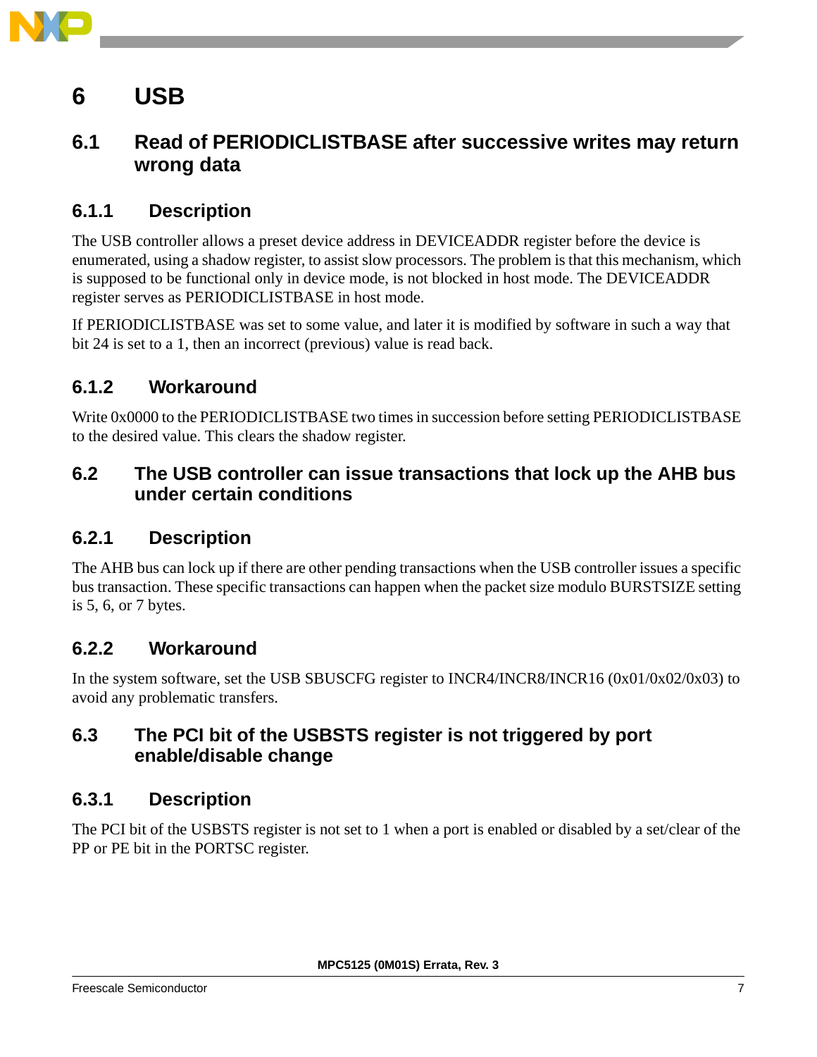# 6 USB

## 6.1 Read of PERIODICLISTBASE after successive writes may return wrong data

### 6.1.1 Description

The USB controller allows a preset device address in DEVICEADDR register before the device is enumerated, using a shadow register, to assist slow processors. The problem is that this mechanism, which is supposed to be functional only in device mode, is not blocked in host mode. The DEVICEADDR register serves as PERIODICLISTBASE in host mode.

If PERIODICLISTBASE was set to some value, and later it is modified by software in such a way that bit 24 is set to a 1, then an incorrect (previous) value is read back.

### 6.1.2 Workaround

Write 0x0000 to the PERIODICLISTBASE two times in succession before setting PERIODICLISTBASE to the desired value. This clears the shadow register.

## 6.2 The USB controller can issue transactions that lock up the AHB bus under certain conditions

### 6.2.1 Description

The AHB bus can lock up if there are other pending transactions when the USB controller issues a specific bus transaction. These specific transactions can happen when the packet size modulo BURSTSIZE setting is 5, 6, or 7 bytes.

### 6.2.2 Workaround

In the system software, set the USB SBUSCFG register to INCR4/INCR8/INCR16 (0x01/0x02/0x03) to avoid any problematic transfers.

## 6.3 The PCI bit of the USBSTS register is not triggered by port enable/disable change

### 6.3.1 Description

The PCI bit of the USBSTS register is not set to 1 when a port is enabled or disabled by a set/clear of the PP or PE bit in the PORTSC register.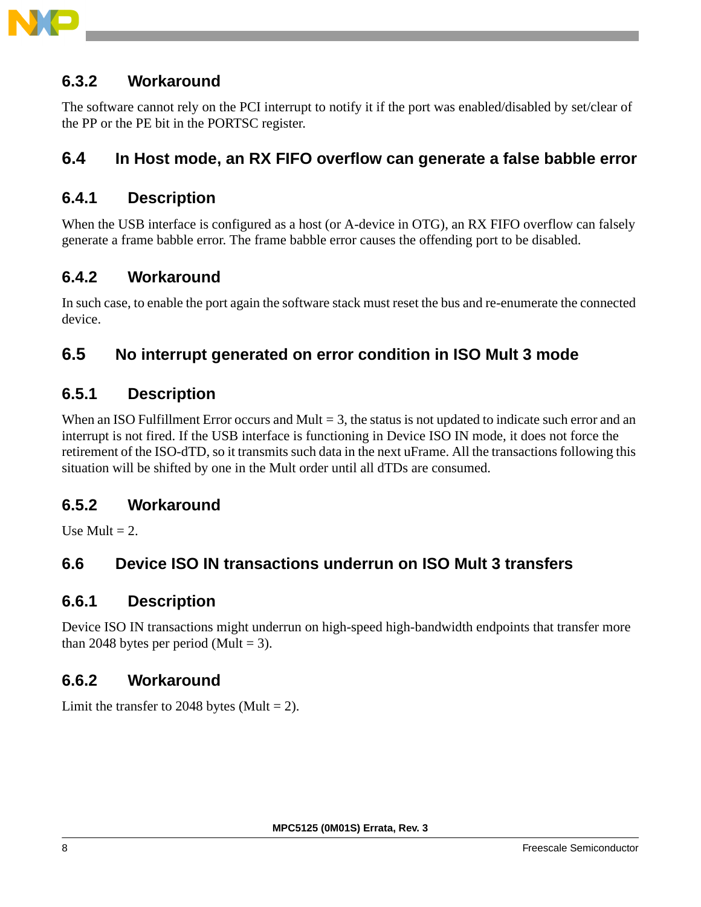### 6.3.2 Workaround

The software cannot rely on the PCI interrupt to notify it if the port was enabled/disabled by set/clear of the PP or the PE bit in the PORTSC register.

## 6.4 In Host mode, an RX FIFO overflow can generate a false babble error

### 6.4.1 Description

When the USB interface is configured as a host (or A-device in OTG), an RX FIFO overflow can falsely generate a frame babble error. The frame babble error causes the offending port to be disabled.

### 6.4.2 Workaround

In such case, to enable the port again the software stack must reset the bus and re-enumerate the connected device.

## 6.5 No interrupt generated on error condition in ISO Mult 3 mode

### 6.5.1 Description

When an ISO Fulfillment Error occurs and Mult = 3, the status is not updated to indicate such error and an interrupt is not fired. If the USB interface is functioning in Device ISO IN mode, it does not force the retirement of the ISO-dTD, so it transmits such data in the next uFrame. All the transactions following this situation will be shifted by one in the Mult order until all dTDs are consumed.

### 6.5.2 Workaround

Use Mult = 2.

## 6.6 Device ISO IN transactions underrun on ISO Mult 3 transfers

### 6.6.1 Description

Device ISO IN transactions might underrun on high-speed high-bandwidth endpoints that transfer more than 2048 bytes per period (Mult = 3).

### 6.6.2 Workaround

Limit the transfer to 2048 bytes (Mult = 2).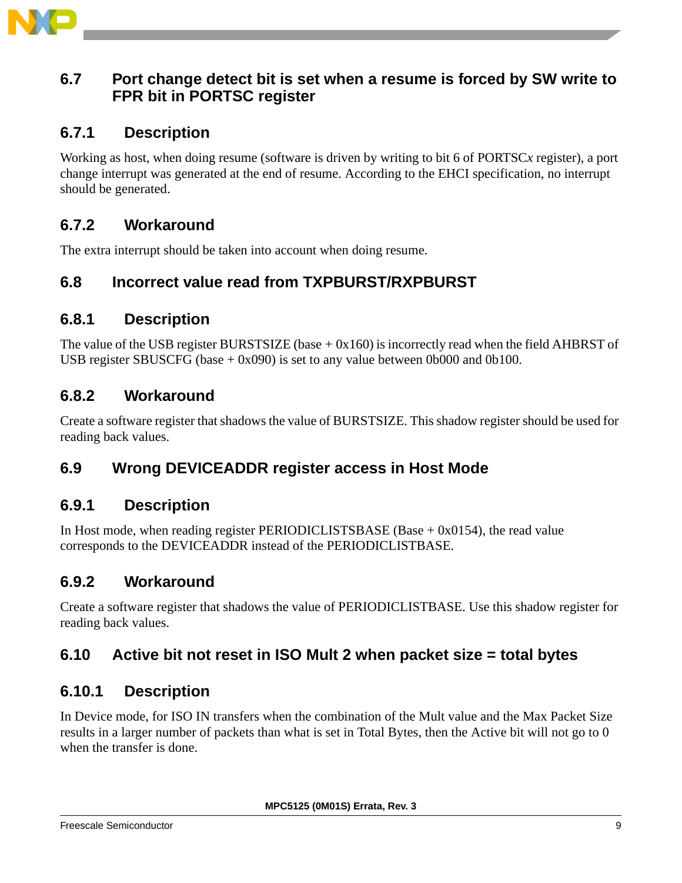## 6.7 Port change detect bit is set when a resume is forced by SW write to FPR bit in PORTSC register

### 6.7.1 Description

Working as host, when doing resume (software is driven by writing to bit 6 of PORTSC*x* register), a port change interrupt was generated at the end of resume. According to the EHCI specification, no interrupt should be generated.

### 6.7.2 Workaround

The extra interrupt should be taken into account when doing resume.

## 6.8 Incorrect value read from TXPBURST/RXPBURST

### 6.8.1 Description

The value of the USB register BURSTSIZE (base + 0x160) is incorrectly read when the field AHBRST of USB register SBUSCFG (base + 0x090) is set to any value between 0b000 and 0b100.

### 6.8.2 Workaround

Create a software register that shadows the value of BURSTSIZE. This shadow register should be used for reading back values.

## 6.9 Wrong DEVICEADDR register access in Host Mode

### 6.9.1 Description

In Host mode, when reading register PERIODICLISTSBASE (Base + 0x0154), the read value corresponds to the DEVICEADDR instead of the PERIODICLISTBASE.

### 6.9.2 Workaround

Create a software register that shadows the value of PERIODICLISTBASE. Use this shadow register for reading back values.

## 6.10 Active bit not reset in ISO Mult 2 when packet size = total bytes

### 6.10.1 Description

In Device mode, for ISO IN transfers when the combination of the Mult value and the Max Packet Size results in a larger number of packets than what is set in Total Bytes, then the Active bit will not go to 0 when the transfer is done.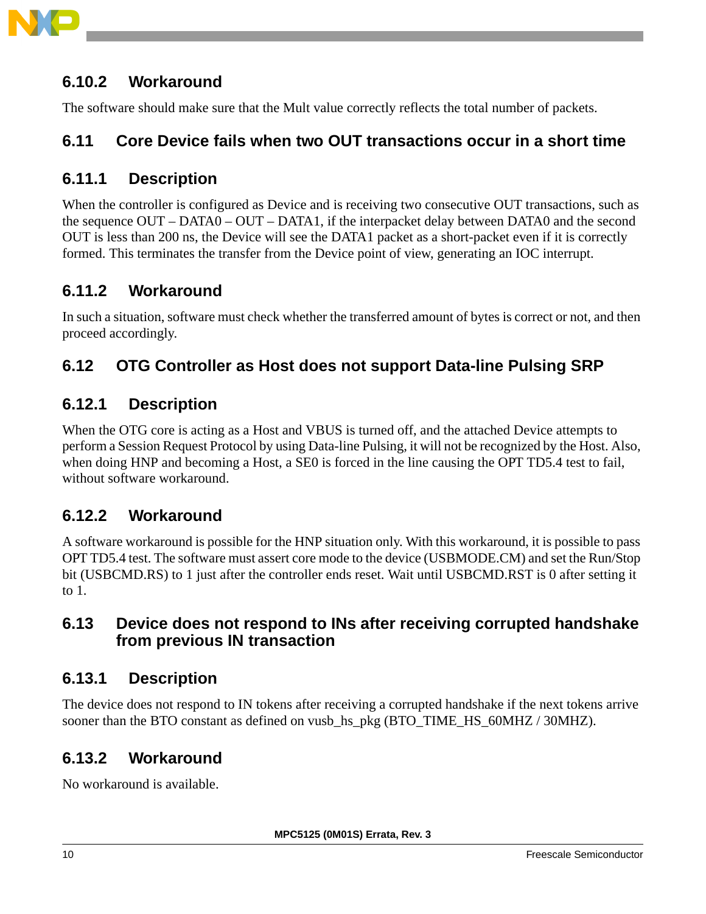### 6.10.2 Workaround

The software should make sure that the Mult value correctly reflects the total number of packets.

## 6.11 Core Device fails when two OUT transactions occur in a short time

### 6.11.1 Description

When the controller is configured as Device and is receiving two consecutive OUT transactions, such as the sequence OUT – DATA0 – OUT – DATA1, if the interpacket delay between DATA0 and the second OUT is less than 200 ns, the Device will see the DATA1 packet as a short-packet even if it is correctly formed. This terminates the transfer from the Device point of view, generating an IOC interrupt.

### 6.11.2 Workaround

In such a situation, software must check whether the transferred amount of bytes is correct or not, and then proceed accordingly.

## 6.12 OTG Controller as Host does not support Data-line Pulsing SRP

### 6.12.1 Description

When the OTG core is acting as a Host and VBUS is turned off, and the attached Device attempts to perform a Session Request Protocol by using Data-line Pulsing, it will not be recognized by the Host. Also, when doing HNP and becoming a Host, a SE0 is forced in the line causing the OPT TD5.4 test to fail, without software workaround.

### 6.12.2 Workaround

A software workaround is possible for the HNP situation only. With this workaround, it is possible to pass OPT TD5.4 test. The software must assert core mode to the device (USBMODE.CM) and set the Run/Stop bit (USBCMD.RS) to 1 just after the controller ends reset. Wait until USBCMD.RST is 0 after setting it to 1.

## 6.13 Device does not respond to INs after receiving corrupted handshake from previous IN transaction

### 6.13.1 Description

The device does not respond to IN tokens after receiving a corrupted handshake if the next tokens arrive sooner than the BTO constant as defined on vusb_hs_pkg (BTO_TIME_HS_60MHZ / 30MHZ).

### 6.13.2 Workaround

No workaround is available.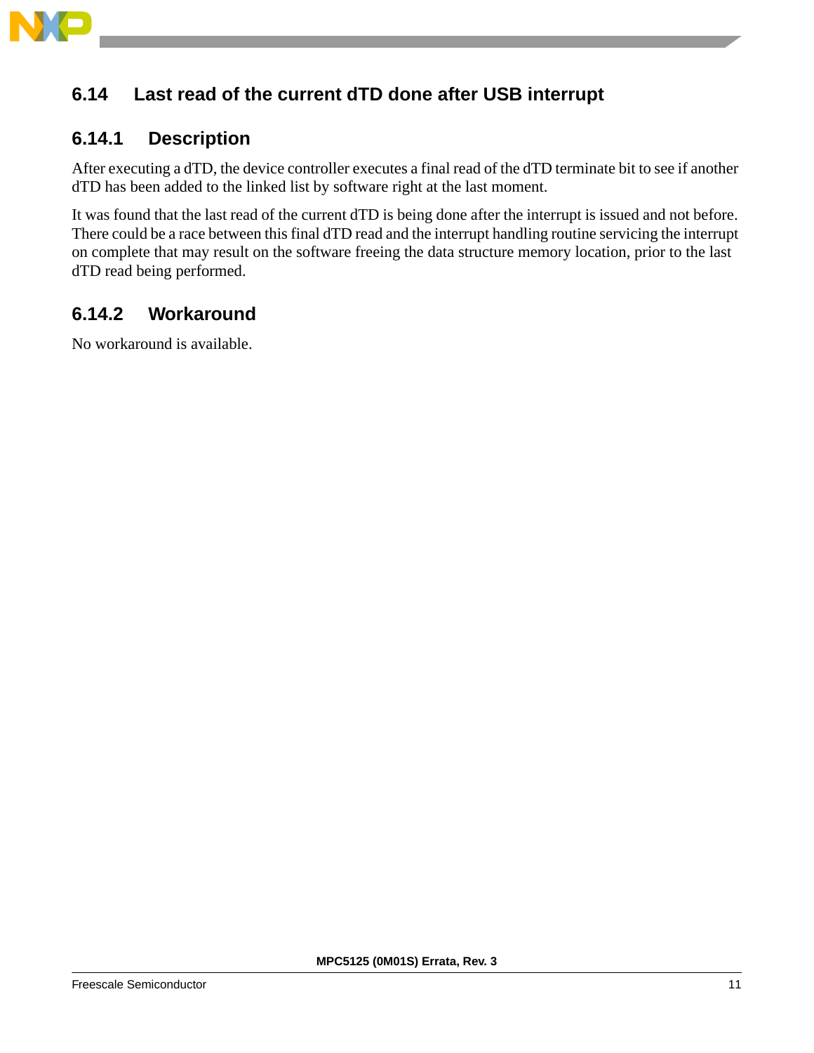## 6.14 Last read of the current dTD done after USB interrupt

### 6.14.1 Description

After executing a dTD, the device controller executes a final read of the dTD terminate bit to see if another dTD has been added to the linked list by software right at the last moment.

It was found that the last read of the current dTD is being done after the interrupt is issued and not before. There could be a race between this final dTD read and the interrupt handling routine servicing the interrupt on complete that may result on the software freeing the data structure memory location, prior to the last dTD read being performed.

### 6.14.2 Workaround

No workaround is available.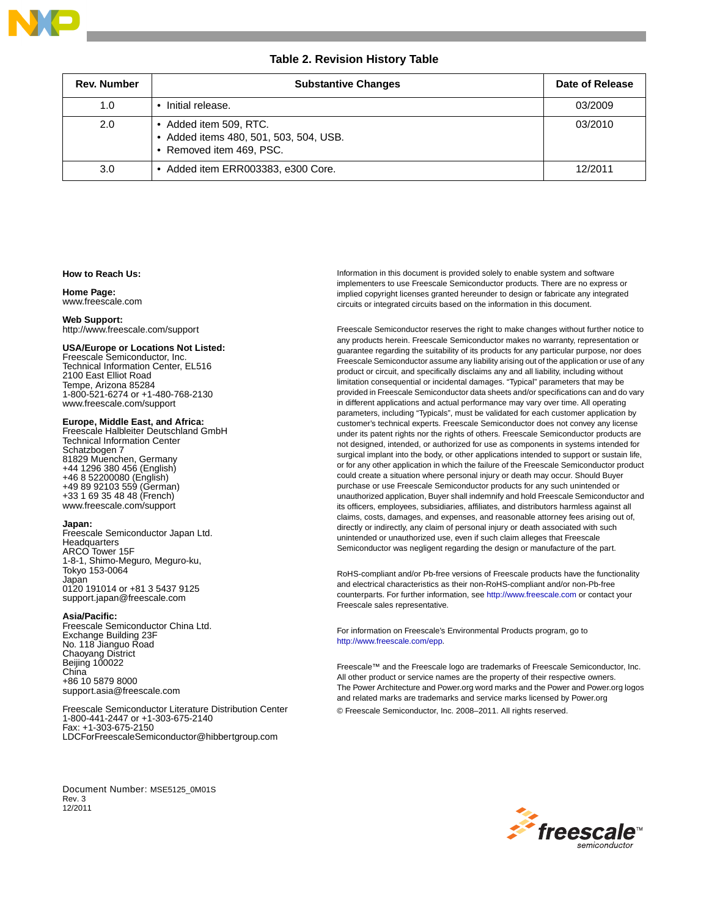**Table 2. Revision History Table**

| Rev. Number | Substantive Changes | Date of Release |
|---|---|---|
| 1.0 | • Initial release. | 03/2009 |
| 2.0 | • Added item 509, RTC.<br>• Added items 480, 501, 503, 504, USB.<br>• Removed item 469, PSC. | 03/2010 |
| 3.0 | • Added item ERR003383, e300 Core. | 12/2011 |

**How to Reach Us:**

**Home Page:**
www.freescale.com

**Web Support:**
http://www.freescale.com/support

**USA/Europe or Locations Not Listed:**
Freescale Semiconductor, Inc.
Technical Information Center, EL516
2100 East Elliot Road
Tempe, Arizona 85284
1-800-521-6274 or +1-480-768-2130
www.freescale.com/support

**Europe, Middle East, and Africa:**
Freescale Halbleiter Deutschland GmbH
Technical Information Center
Schatzbogen 7
81829 Muenchen, Germany
+44 1296 380 456 (English)
+46 8 52200080 (English)
+49 89 92103 559 (German)
+33 1 69 35 48 48 (French)
www.freescale.com/support

**Japan:**
Freescale Semiconductor Japan Ltd.
Headquarters
ARCO Tower 15F
1-8-1, Shimo-Meguro, Meguro-ku,
Tokyo 153-0064
Japan
0120 191014 or +81 3 5437 9125
support.japan@freescale.com

**Asia/Pacific:**
Freescale Semiconductor China Ltd.
Exchange Building 23F
No. 118 Jianguo Road
Chaoyang District
Beijing 100022
China
+86 10 5879 8000
support.asia@freescale.com

Freescale Semiconductor Literature Distribution Center
1-800-441-2447 or +1-303-675-2140
Fax: +1-303-675-2150
LDCForFreescaleSemiconductor@hibbertgroup.com

Information in this document is provided solely to enable system and software implementers to use Freescale Semiconductor products. There are no express or implied copyright licenses granted hereunder to design or fabricate any integrated circuits or integrated circuits based on the information in this document.

Freescale Semiconductor reserves the right to make changes without further notice to any products herein. Freescale Semiconductor makes no warranty, representation or guarantee regarding the suitability of its products for any particular purpose, nor does Freescale Semiconductor assume any liability arising out of the application or use of any product or circuit, and specifically disclaims any and all liability, including without limitation consequential or incidental damages. "Typical" parameters that may be provided in Freescale Semiconductor data sheets and/or specifications can and do vary in different applications and actual performance may vary over time. All operating parameters, including "Typicals", must be validated for each customer application by customer's technical experts. Freescale Semiconductor does not convey any license under its patent rights nor the rights of others. Freescale Semiconductor products are not designed, intended, or authorized for use as components in systems intended for surgical implant into the body, or other applications intended to support or sustain life, or for any other application in which the failure of the Freescale Semiconductor product could create a situation where personal injury or death may occur. Should Buyer purchase or use Freescale Semiconductor products for any such unintended or unauthorized application, Buyer shall indemnify and hold Freescale Semiconductor and its officers, employees, subsidiaries, affiliates, and distributors harmless against all claims, costs, damages, and expenses, and reasonable attorney fees arising out of, directly or indirectly, any claim of personal injury or death associated with such unintended or unauthorized use, even if such claim alleges that Freescale Semiconductor was negligent regarding the design or manufacture of the part.

RoHS-compliant and/or Pb-free versions of Freescale products have the functionality and electrical characteristics as their non-RoHS-compliant and/or non-Pb-free counterparts. For further information, see http://www.freescale.com or contact your Freescale sales representative.

For information on Freescale's Environmental Products program, go to http://www.freescale.com/epp.

Freescale™ and the Freescale logo are trademarks of Freescale Semiconductor, Inc. All other product or service names are the property of their respective owners. The Power Architecture and Power.org word marks and the Power and Power.org logos and related marks are trademarks and service marks licensed by Power.org

© Freescale Semiconductor, Inc. 2008–2011. All rights reserved.

Document Number: MSE5125_0M01S
Rev. 3
12/2011